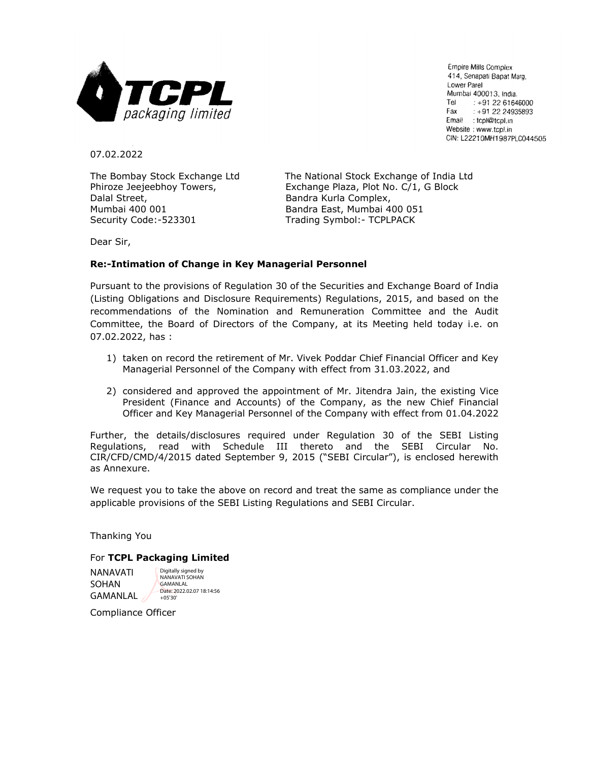**TCPL packaging limited**

Empire Mills Complex
414, Senapati Bapat Marg,
Lower Parel
Mumbai 400013, India.
Tel : +91 22 61646000
Fax : +91 22 24935893
Email : tcpl@tcpl.in
Website : www.tcpl.in
CIN: L22210MH1987PLC044505

07.02.2022

The Bombay Stock Exchange Ltd
Phiroze Jeejeebhoy Towers,
Dalal Street,
Mumbai 400 001
Security Code:-523301

The National Stock Exchange of India Ltd
Exchange Plaza, Plot No. C/1, G Block
Bandra Kurla Complex,
Bandra East, Mumbai 400 051
Trading Symbol:- TCPLPACK

Dear Sir,

**Re:-Intimation of Change in Key Managerial Personnel**

Pursuant to the provisions of Regulation 30 of the Securities and Exchange Board of India (Listing Obligations and Disclosure Requirements) Regulations, 2015, and based on the recommendations of the Nomination and Remuneration Committee and the Audit Committee, the Board of Directors of the Company, at its Meeting held today i.e. on 07.02.2022, has :

1) taken on record the retirement of Mr. Vivek Poddar Chief Financial Officer and Key Managerial Personnel of the Company with effect from 31.03.2022, and

2) considered and approved the appointment of Mr. Jitendra Jain, the existing Vice President (Finance and Accounts) of the Company, as the new Chief Financial Officer and Key Managerial Personnel of the Company with effect from 01.04.2022

Further, the details/disclosures required under Regulation 30 of the SEBI Listing Regulations, read with Schedule III thereto and the SEBI Circular No. CIR/CFD/CMD/4/2015 dated September 9, 2015 ("SEBI Circular"), is enclosed herewith as Annexure.

We request you to take the above on record and treat the same as compliance under the applicable provisions of the SEBI Listing Regulations and SEBI Circular.

Thanking You

For **TCPL Packaging Limited**

NANAVATI SOHAN GAMANLAL

Digitally signed by NANAVATI SOHAN GAMANLAL
Date: 2022.02.07 18:14:56 +05'30'

Compliance Officer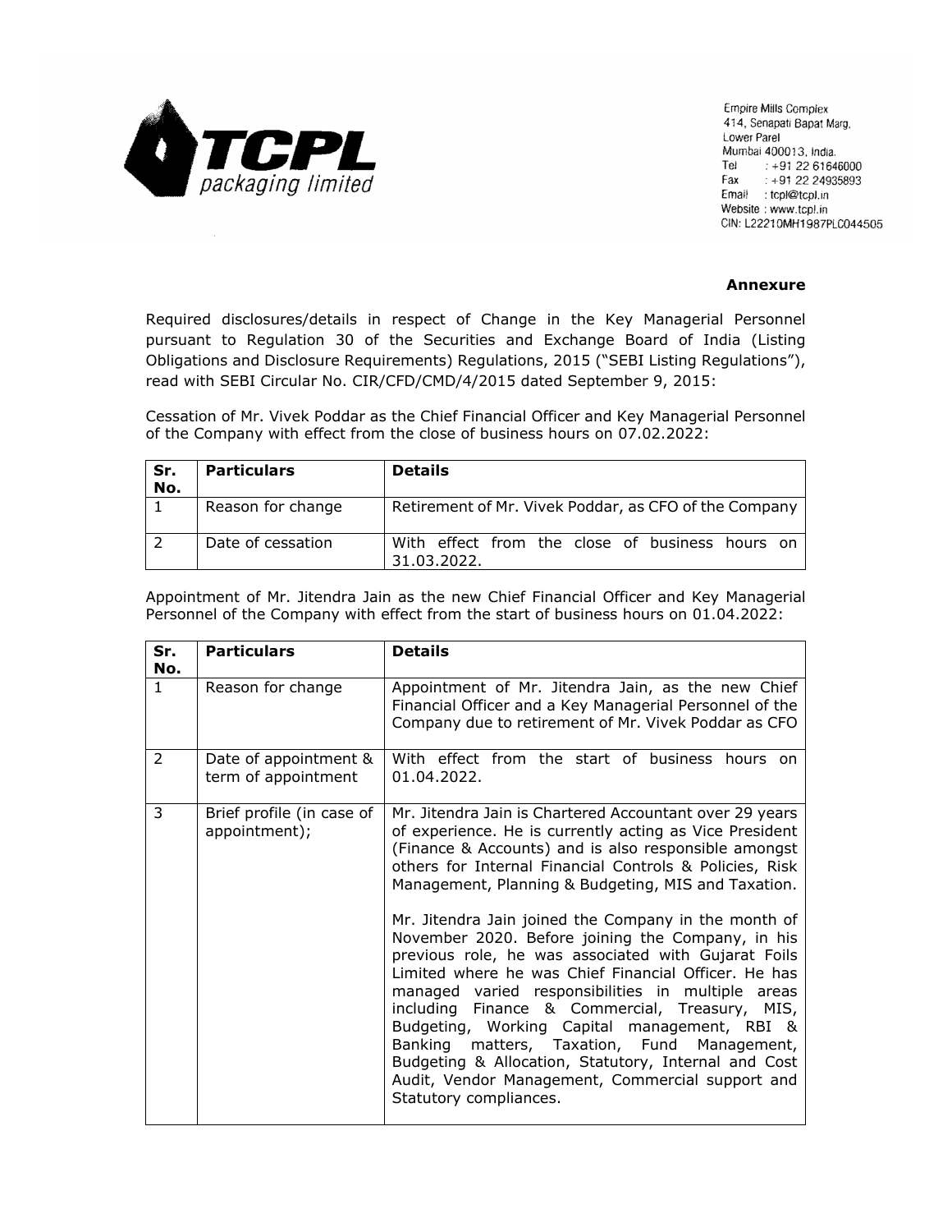TCPL packaging limited

Empire Mills Complex
414, Senapati Bapat Marg,
Lower Parel
Mumbai 400013, India.
Tel : +91 22 61646000
Fax : +91 22 24935893
Email : tcpl@tcpl.in
Website : www.tcpl.in
CIN: L22210MH1987PLC044505

**Annexure**

Required disclosures/details in respect of Change in the Key Managerial Personnel pursuant to Regulation 30 of the Securities and Exchange Board of India (Listing Obligations and Disclosure Requirements) Regulations, 2015 ("SEBI Listing Regulations"), read with SEBI Circular No. CIR/CFD/CMD/4/2015 dated September 9, 2015:

Cessation of Mr. Vivek Poddar as the Chief Financial Officer and Key Managerial Personnel of the Company with effect from the close of business hours on 07.02.2022:

| Sr. No. | Particulars | Details |
|---|---|---|
| 1 | Reason for change | Retirement of Mr. Vivek Poddar, as CFO of the Company |
| 2 | Date of cessation | With effect from the close of business hours on 31.03.2022. |

Appointment of Mr. Jitendra Jain as the new Chief Financial Officer and Key Managerial Personnel of the Company with effect from the start of business hours on 01.04.2022:

| Sr. No. | Particulars | Details |
|---|---|---|
| 1 | Reason for change | Appointment of Mr. Jitendra Jain, as the new Chief Financial Officer and a Key Managerial Personnel of the Company due to retirement of Mr. Vivek Poddar as CFO |
| 2 | Date of appointment & term of appointment | With effect from the start of business hours on 01.04.2022. |
| 3 | Brief profile (in case of appointment); | Mr. Jitendra Jain is Chartered Accountant over 29 years of experience. He is currently acting as Vice President (Finance & Accounts) and is also responsible amongst others for Internal Financial Controls & Policies, Risk Management, Planning & Budgeting, MIS and Taxation.<br><br>Mr. Jitendra Jain joined the Company in the month of November 2020. Before joining the Company, in his previous role, he was associated with Gujarat Foils Limited where he was Chief Financial Officer. He has managed varied responsibilities in multiple areas including Finance & Commercial, Treasury, MIS, Budgeting, Working Capital management, RBI & Banking matters, Taxation, Fund Management, Budgeting & Allocation, Statutory, Internal and Cost Audit, Vendor Management, Commercial support and Statutory compliances. |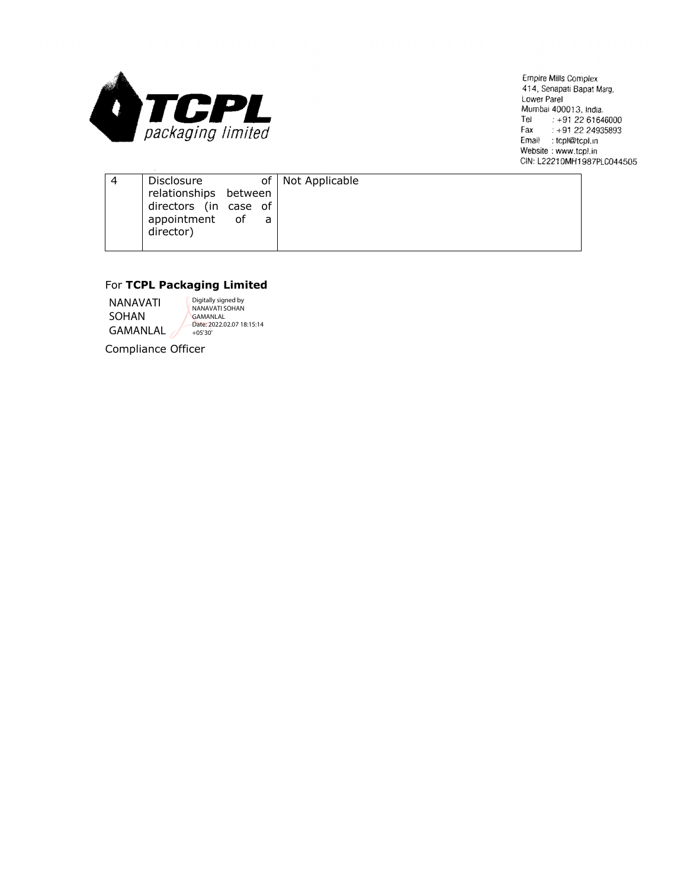| | | |
|---|---|---|
| 4 | Disclosure of relationships between directors (in case of appointment of a director) | Not Applicable |

For **TCPL Packaging Limited**

NANAVATI SOHAN GAMANLAL
Digitally signed by NANAVATI SOHAN GAMANLAL
Date: 2022.02.07 18:15:14 +05'30'

Compliance Officer